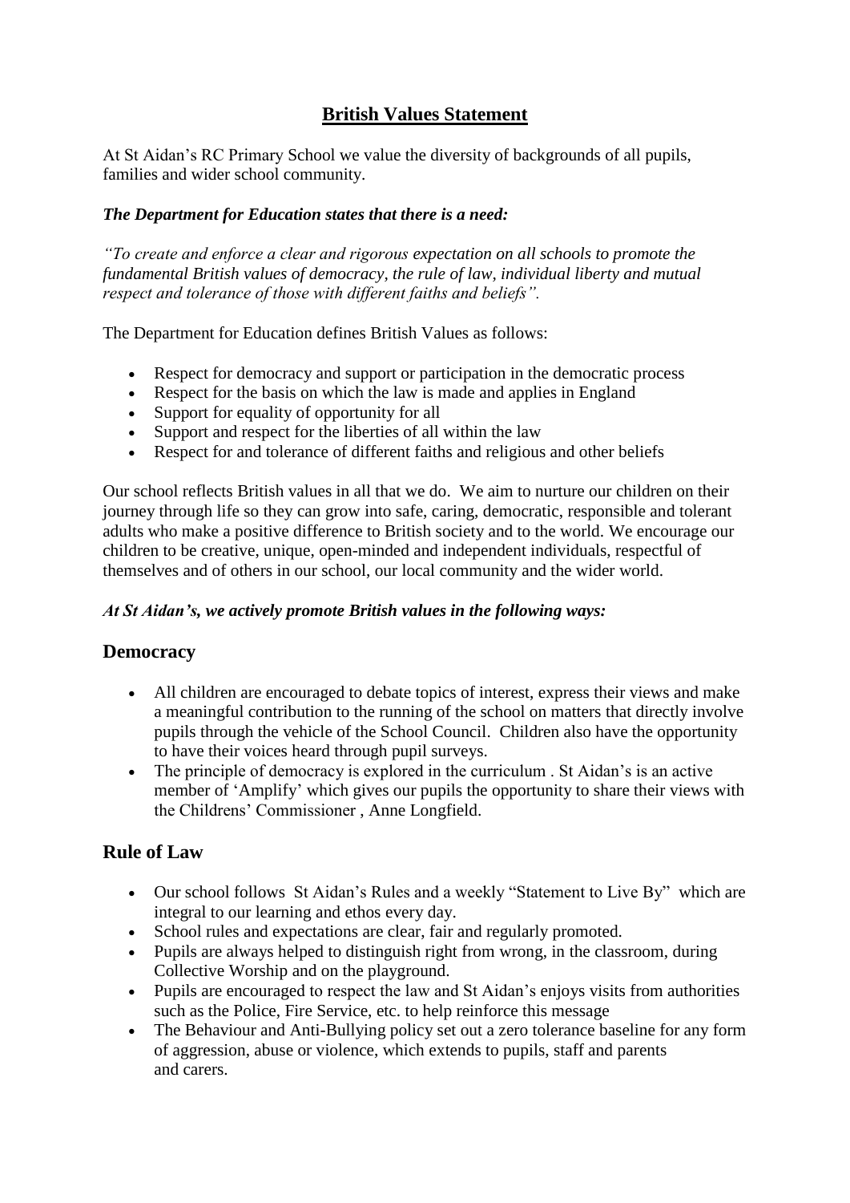# British Values Statement

At St Aidan's RC Primary School we value the diversity of backgrounds of all pupils, families and wider school community.

***The Department for Education states that there is a need:***

*"To create and enforce a clear and rigorous expectation on all schools to promote the fundamental British values of democracy, the rule of law, individual liberty and mutual respect and tolerance of those with different faiths and beliefs".*

The Department for Education defines British Values as follows:

- Respect for democracy and support or participation in the democratic process
- Respect for the basis on which the law is made and applies in England
- Support for equality of opportunity for all
- Support and respect for the liberties of all within the law
- Respect for and tolerance of different faiths and religious and other beliefs

Our school reflects British values in all that we do. We aim to nurture our children on their journey through life so they can grow into safe, caring, democratic, responsible and tolerant adults who make a positive difference to British society and to the world. We encourage our children to be creative, unique, open-minded and independent individuals, respectful of themselves and of others in our school, our local community and the wider world.

***At St Aidan's, we actively promote British values in the following ways:***

## Democracy

- All children are encouraged to debate topics of interest, express their views and make a meaningful contribution to the running of the school on matters that directly involve pupils through the vehicle of the School Council. Children also have the opportunity to have their voices heard through pupil surveys.
- The principle of democracy is explored in the curriculum . St Aidan's is an active member of 'Amplify' which gives our pupils the opportunity to share their views with the Childrens' Commissioner , Anne Longfield.

## Rule of Law

- Our school follows St Aidan's Rules and a weekly "Statement to Live By" which are integral to our learning and ethos every day.
- School rules and expectations are clear, fair and regularly promoted.
- Pupils are always helped to distinguish right from wrong, in the classroom, during Collective Worship and on the playground.
- Pupils are encouraged to respect the law and St Aidan's enjoys visits from authorities such as the Police, Fire Service, etc. to help reinforce this message
- The Behaviour and Anti-Bullying policy set out a zero tolerance baseline for any form of aggression, abuse or violence, which extends to pupils, staff and parents and carers.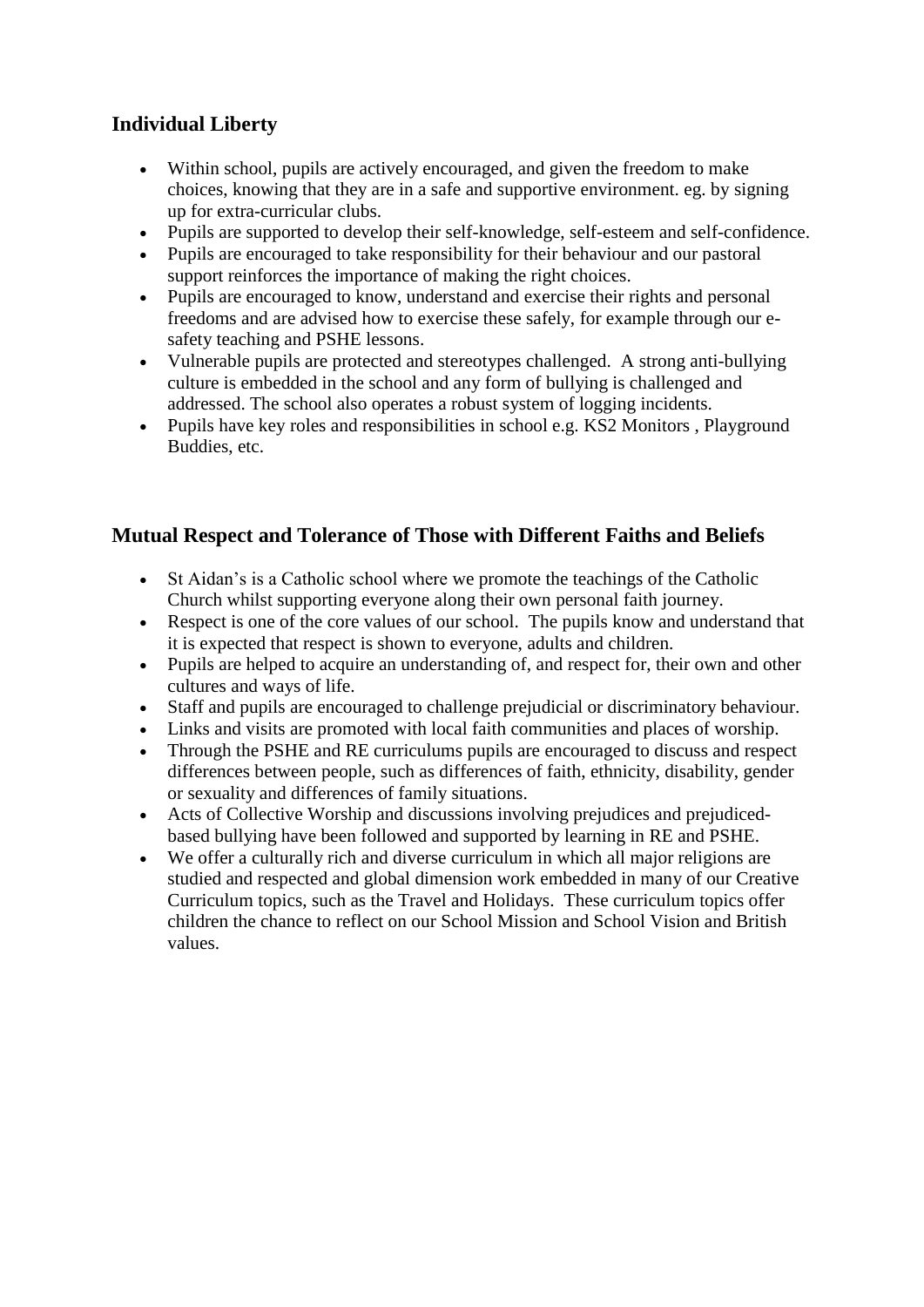## Individual Liberty

- Within school, pupils are actively encouraged, and given the freedom to make choices, knowing that they are in a safe and supportive environment. eg. by signing up for extra-curricular clubs.
- Pupils are supported to develop their self-knowledge, self-esteem and self-confidence.
- Pupils are encouraged to take responsibility for their behaviour and our pastoral support reinforces the importance of making the right choices.
- Pupils are encouraged to know, understand and exercise their rights and personal freedoms and are advised how to exercise these safely, for example through our e-safety teaching and PSHE lessons.
- Vulnerable pupils are protected and stereotypes challenged. A strong anti-bullying culture is embedded in the school and any form of bullying is challenged and addressed. The school also operates a robust system of logging incidents.
- Pupils have key roles and responsibilities in school e.g. KS2 Monitors , Playground Buddies, etc.

## Mutual Respect and Tolerance of Those with Different Faiths and Beliefs

- St Aidan's is a Catholic school where we promote the teachings of the Catholic Church whilst supporting everyone along their own personal faith journey.
- Respect is one of the core values of our school. The pupils know and understand that it is expected that respect is shown to everyone, adults and children.
- Pupils are helped to acquire an understanding of, and respect for, their own and other cultures and ways of life.
- Staff and pupils are encouraged to challenge prejudicial or discriminatory behaviour.
- Links and visits are promoted with local faith communities and places of worship.
- Through the PSHE and RE curriculums pupils are encouraged to discuss and respect differences between people, such as differences of faith, ethnicity, disability, gender or sexuality and differences of family situations.
- Acts of Collective Worship and discussions involving prejudices and prejudiced-based bullying have been followed and supported by learning in RE and PSHE.
- We offer a culturally rich and diverse curriculum in which all major religions are studied and respected and global dimension work embedded in many of our Creative Curriculum topics, such as the Travel and Holidays. These curriculum topics offer children the chance to reflect on our School Mission and School Vision and British values.